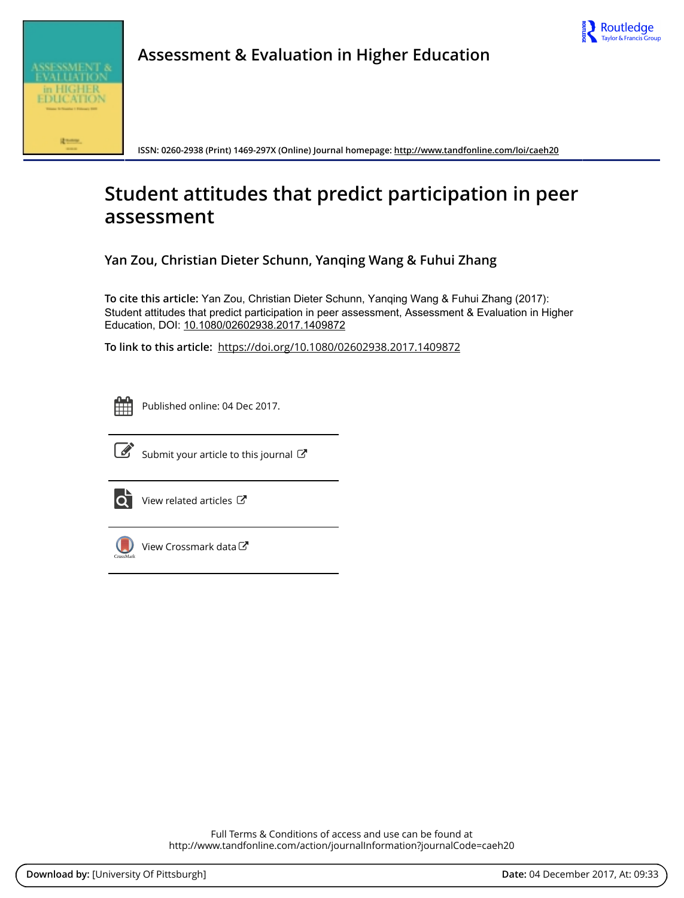Assessment & Evaluation in Higher Education

ISSN: 0260-2938 (Print) 1469-297X (Online) Journal homepage: http://www.tandfonline.com/loi/caeh20

# Student attitudes that predict participation in peer assessment

**Yan Zou, Christian Dieter Schunn, Yanqing Wang & Fuhui Zhang**

**To cite this article:** Yan Zou, Christian Dieter Schunn, Yanqing Wang & Fuhui Zhang (2017): Student attitudes that predict participation in peer assessment, Assessment & Evaluation in Higher Education, DOI: 10.1080/02602938.2017.1409872

**To link to this article:** https://doi.org/10.1080/02602938.2017.1409872

Published online: 04 Dec 2017.

Submit your article to this journal

View related articles

View Crossmark data

Full Terms & Conditions of access and use can be found at
http://www.tandfonline.com/action/journalInformation?journalCode=caeh20

**Download by:** [University Of Pittsburgh] **Date:** 04 December 2017, At: 09:33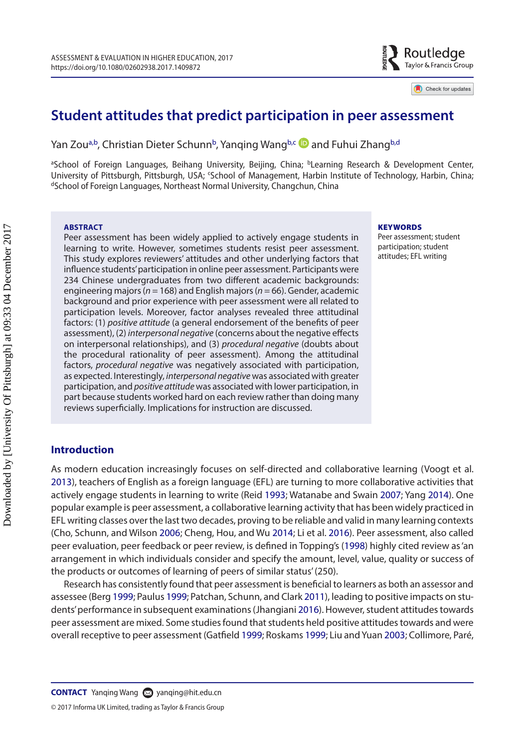# Student attitudes that predict participation in peer assessment

Yan Zou[a,b], Christian Dieter Schunn[b], Yanqing Wang[b,c] and Fuhui Zhang[b,d]

[a]School of Foreign Languages, Beihang University, Beijing, China; [b]Learning Research & Development Center, University of Pittsburgh, Pittsburgh, USA; [c]School of Management, Harbin Institute of Technology, Harbin, China; [d]School of Foreign Languages, Northeast Normal University, Changchun, China

## ABSTRACT

Peer assessment has been widely applied to actively engage students in learning to write. However, sometimes students resist peer assessment. This study explores reviewers' attitudes and other underlying factors that influence students' participation in online peer assessment. Participants were 234 Chinese undergraduates from two different academic backgrounds: engineering majors ($n = 168$) and English majors ($n = 66$). Gender, academic background and prior experience with peer assessment were all related to participation levels. Moreover, factor analyses revealed three attitudinal factors: (1) *positive attitude* (a general endorsement of the benefits of peer assessment), (2) *interpersonal negative* (concerns about the negative effects on interpersonal relationships), and (3) *procedural negative* (doubts about the procedural rationality of peer assessment). Among the attitudinal factors, *procedural negative* was negatively associated with participation, as expected. Interestingly, *interpersonal negative* was associated with greater participation, and *positive attitude* was associated with lower participation, in part because students worked hard on each review rather than doing many reviews superficially. Implications for instruction are discussed.

## KEYWORDS

Peer assessment; student participation; student attitudes; EFL writing

## Introduction

As modern education increasingly focuses on self-directed and collaborative learning (Voogt et al. 2013), teachers of English as a foreign language (EFL) are turning to more collaborative activities that actively engage students in learning to write (Reid 1993; Watanabe and Swain 2007; Yang 2014). One popular example is peer assessment, a collaborative learning activity that has been widely practiced in EFL writing classes over the last two decades, proving to be reliable and valid in many learning contexts (Cho, Schunn, and Wilson 2006; Cheng, Hou, and Wu 2014; Li et al. 2016). Peer assessment, also called peer evaluation, peer feedback or peer review, is defined in Topping's (1998) highly cited review as 'an arrangement in which individuals consider and specify the amount, level, value, quality or success of the products or outcomes of learning of peers of similar status' (250).

Research has consistently found that peer assessment is beneficial to learners as both an assessor and assessee (Berg 1999; Paulus 1999; Patchan, Schunn, and Clark 2011), leading to positive impacts on students' performance in subsequent examinations (Jhangiani 2016). However, student attitudes towards peer assessment are mixed. Some studies found that students held positive attitudes towards and were overall receptive to peer assessment (Gatfield 1999; Roskams 1999; Liu and Yuan 2003; Collimore, Paré,

**CONTACT** Yanqing Wang yanqing@hit.edu.cn

© 2017 Informa UK Limited, trading as Taylor & Francis Group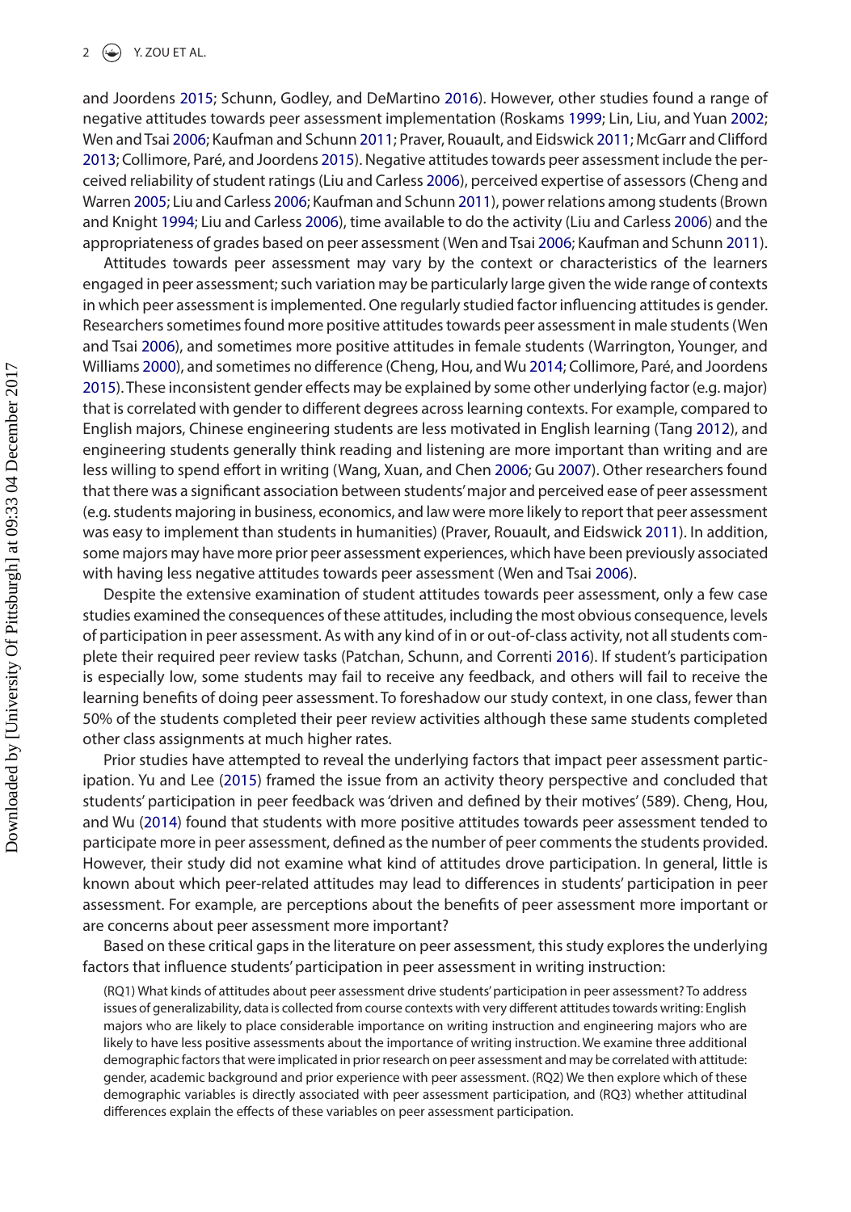and Joordens 2015; Schunn, Godley, and DeMartino 2016). However, other studies found a range of negative attitudes towards peer assessment implementation (Roskams 1999; Lin, Liu, and Yuan 2002; Wen and Tsai 2006; Kaufman and Schunn 2011; Praver, Rouault, and Eidswick 2011; McGarr and Clifford 2013; Collimore, Paré, and Joordens 2015). Negative attitudes towards peer assessment include the perceived reliability of student ratings (Liu and Carless 2006), perceived expertise of assessors (Cheng and Warren 2005; Liu and Carless 2006; Kaufman and Schunn 2011), power relations among students (Brown and Knight 1994; Liu and Carless 2006), time available to do the activity (Liu and Carless 2006) and the appropriateness of grades based on peer assessment (Wen and Tsai 2006; Kaufman and Schunn 2011).

Attitudes towards peer assessment may vary by the context or characteristics of the learners engaged in peer assessment; such variation may be particularly large given the wide range of contexts in which peer assessment is implemented. One regularly studied factor influencing attitudes is gender. Researchers sometimes found more positive attitudes towards peer assessment in male students (Wen and Tsai 2006), and sometimes more positive attitudes in female students (Warrington, Younger, and Williams 2000), and sometimes no difference (Cheng, Hou, and Wu 2014; Collimore, Paré, and Joordens 2015). These inconsistent gender effects may be explained by some other underlying factor (e.g. major) that is correlated with gender to different degrees across learning contexts. For example, compared to English majors, Chinese engineering students are less motivated in English learning (Tang 2012), and engineering students generally think reading and listening are more important than writing and are less willing to spend effort in writing (Wang, Xuan, and Chen 2006; Gu 2007). Other researchers found that there was a significant association between students' major and perceived ease of peer assessment (e.g. students majoring in business, economics, and law were more likely to report that peer assessment was easy to implement than students in humanities) (Praver, Rouault, and Eidswick 2011). In addition, some majors may have more prior peer assessment experiences, which have been previously associated with having less negative attitudes towards peer assessment (Wen and Tsai 2006).

Despite the extensive examination of student attitudes towards peer assessment, only a few case studies examined the consequences of these attitudes, including the most obvious consequence, levels of participation in peer assessment. As with any kind of in or out-of-class activity, not all students complete their required peer review tasks (Patchan, Schunn, and Correnti 2016). If student's participation is especially low, some students may fail to receive any feedback, and others will fail to receive the learning benefits of doing peer assessment. To foreshadow our study context, in one class, fewer than 50% of the students completed their peer review activities although these same students completed other class assignments at much higher rates.

Prior studies have attempted to reveal the underlying factors that impact peer assessment participation. Yu and Lee (2015) framed the issue from an activity theory perspective and concluded that students' participation in peer feedback was 'driven and defined by their motives' (589). Cheng, Hou, and Wu (2014) found that students with more positive attitudes towards peer assessment tended to participate more in peer assessment, defined as the number of peer comments the students provided. However, their study did not examine what kind of attitudes drove participation. In general, little is known about which peer-related attitudes may lead to differences in students' participation in peer assessment. For example, are perceptions about the benefits of peer assessment more important or are concerns about peer assessment more important?

Based on these critical gaps in the literature on peer assessment, this study explores the underlying factors that influence students' participation in peer assessment in writing instruction:

> (RQ1) What kinds of attitudes about peer assessment drive students' participation in peer assessment? To address issues of generalizability, data is collected from course contexts with very different attitudes towards writing: English majors who are likely to place considerable importance on writing instruction and engineering majors who are likely to have less positive assessments about the importance of writing instruction. We examine three additional demographic factors that were implicated in prior research on peer assessment and may be correlated with attitude: gender, academic background and prior experience with peer assessment. (RQ2) We then explore which of these demographic variables is directly associated with peer assessment participation, and (RQ3) whether attitudinal differences explain the effects of these variables on peer assessment participation.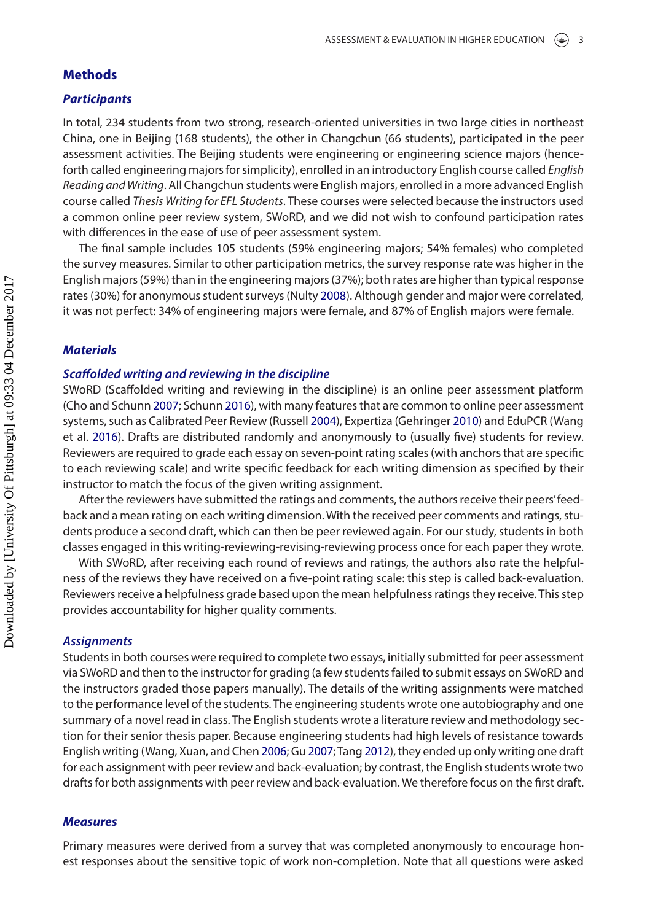## Methods

### *Participants*

In total, 234 students from two strong, research-oriented universities in two large cities in northeast China, one in Beijing (168 students), the other in Changchun (66 students), participated in the peer assessment activities. The Beijing students were engineering or engineering science majors (henceforth called engineering majors for simplicity), enrolled in an introductory English course called *English Reading and Writing*. All Changchun students were English majors, enrolled in a more advanced English course called *Thesis Writing for EFL Students*. These courses were selected because the instructors used a common online peer review system, SWoRD, and we did not wish to confound participation rates with differences in the ease of use of peer assessment system.

The final sample includes 105 students (59% engineering majors; 54% females) who completed the survey measures. Similar to other participation metrics, the survey response rate was higher in the English majors (59%) than in the engineering majors (37%); both rates are higher than typical response rates (30%) for anonymous student surveys (Nulty 2008). Although gender and major were correlated, it was not perfect: 34% of engineering majors were female, and 87% of English majors were female.

### *Materials*

#### *Scaffolded writing and reviewing in the discipline*

SWoRD (Scaffolded writing and reviewing in the discipline) is an online peer assessment platform (Cho and Schunn 2007; Schunn 2016), with many features that are common to online peer assessment systems, such as Calibrated Peer Review (Russell 2004), Expertiza (Gehringer 2010) and EduPCR (Wang et al. 2016). Drafts are distributed randomly and anonymously to (usually five) students for review. Reviewers are required to grade each essay on seven-point rating scales (with anchors that are specific to each reviewing scale) and write specific feedback for each writing dimension as specified by their instructor to match the focus of the given writing assignment.

After the reviewers have submitted the ratings and comments, the authors receive their peers' feedback and a mean rating on each writing dimension. With the received peer comments and ratings, students produce a second draft, which can then be peer reviewed again. For our study, students in both classes engaged in this writing-reviewing-revising-reviewing process once for each paper they wrote.

With SWoRD, after receiving each round of reviews and ratings, the authors also rate the helpfulness of the reviews they have received on a five-point rating scale: this step is called back-evaluation. Reviewers receive a helpfulness grade based upon the mean helpfulness ratings they receive. This step provides accountability for higher quality comments.

#### *Assignments*

Students in both courses were required to complete two essays, initially submitted for peer assessment via SWoRD and then to the instructor for grading (a few students failed to submit essays on SWoRD and the instructors graded those papers manually). The details of the writing assignments were matched to the performance level of the students. The engineering students wrote one autobiography and one summary of a novel read in class. The English students wrote a literature review and methodology section for their senior thesis paper. Because engineering students had high levels of resistance towards English writing (Wang, Xuan, and Chen 2006; Gu 2007; Tang 2012), they ended up only writing one draft for each assignment with peer review and back-evaluation; by contrast, the English students wrote two drafts for both assignments with peer review and back-evaluation. We therefore focus on the first draft.

### *Measures*

Primary measures were derived from a survey that was completed anonymously to encourage honest responses about the sensitive topic of work non-completion. Note that all questions were asked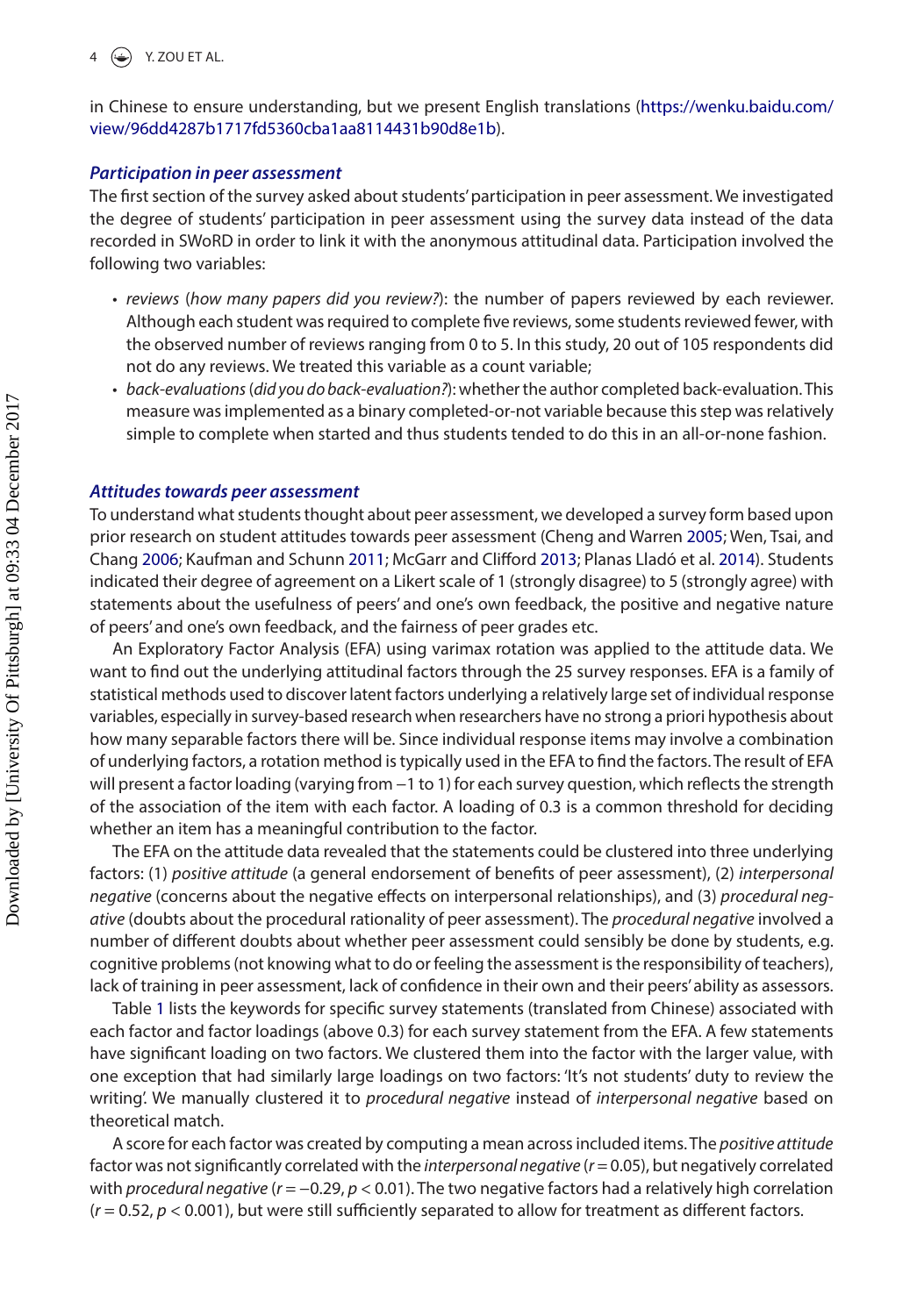in Chinese to ensure understanding, but we present English translations (https://wenku.baidu.com/view/96dd4287b1717fd5360cba1aa8114431b90d8e1b).

### Participation in peer assessment

The first section of the survey asked about students' participation in peer assessment. We investigated the degree of students' participation in peer assessment using the survey data instead of the data recorded in SWoRD in order to link it with the anonymous attitudinal data. Participation involved the following two variables:

- *reviews* (*how many papers did you review?*): the number of papers reviewed by each reviewer. Although each student was required to complete five reviews, some students reviewed fewer, with the observed number of reviews ranging from 0 to 5. In this study, 20 out of 105 respondents did not do any reviews. We treated this variable as a count variable;
- *back-evaluations* (*did you do back-evaluation?*): whether the author completed back-evaluation. This measure was implemented as a binary completed-or-not variable because this step was relatively simple to complete when started and thus students tended to do this in an all-or-none fashion.

### Attitudes towards peer assessment

To understand what students thought about peer assessment, we developed a survey form based upon prior research on student attitudes towards peer assessment (Cheng and Warren 2005; Wen, Tsai, and Chang 2006; Kaufman and Schunn 2011; McGarr and Clifford 2013; Planas Lladó et al. 2014). Students indicated their degree of agreement on a Likert scale of 1 (strongly disagree) to 5 (strongly agree) with statements about the usefulness of peers' and one's own feedback, the positive and negative nature of peers' and one's own feedback, and the fairness of peer grades etc.

An Exploratory Factor Analysis (EFA) using varimax rotation was applied to the attitude data. We want to find out the underlying attitudinal factors through the 25 survey responses. EFA is a family of statistical methods used to discover latent factors underlying a relatively large set of individual response variables, especially in survey-based research when researchers have no strong a priori hypothesis about how many separable factors there will be. Since individual response items may involve a combination of underlying factors, a rotation method is typically used in the EFA to find the factors. The result of EFA will present a factor loading (varying from −1 to 1) for each survey question, which reflects the strength of the association of the item with each factor. A loading of 0.3 is a common threshold for deciding whether an item has a meaningful contribution to the factor.

The EFA on the attitude data revealed that the statements could be clustered into three underlying factors: (1) *positive attitude* (a general endorsement of benefits of peer assessment), (2) *interpersonal negative* (concerns about the negative effects on interpersonal relationships), and (3) *procedural negative* (doubts about the procedural rationality of peer assessment). The *procedural negative* involved a number of different doubts about whether peer assessment could sensibly be done by students, e.g. cognitive problems (not knowing what to do or feeling the assessment is the responsibility of teachers), lack of training in peer assessment, lack of confidence in their own and their peers' ability as assessors.

Table 1 lists the keywords for specific survey statements (translated from Chinese) associated with each factor and factor loadings (above 0.3) for each survey statement from the EFA. A few statements have significant loading on two factors. We clustered them into the factor with the larger value, with one exception that had similarly large loadings on two factors: 'It's not students' duty to review the writing'. We manually clustered it to *procedural negative* instead of *interpersonal negative* based on theoretical match.

A score for each factor was created by computing a mean across included items. The *positive attitude* factor was not significantly correlated with the *interpersonal negative* ($r = 0.05$), but negatively correlated with *procedural negative* ($r = -0.29$, $p < 0.01$). The two negative factors had a relatively high correlation ($r = 0.52$, $p < 0.001$), but were still sufficiently separated to allow for treatment as different factors.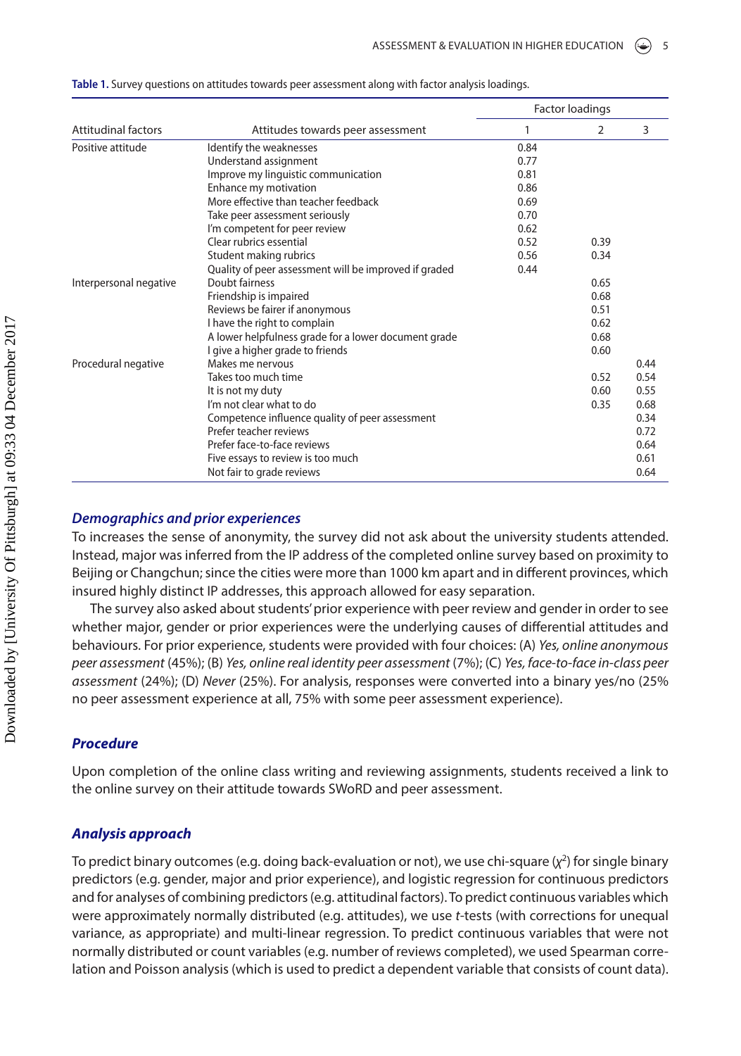**Table 1.** Survey questions on attitudes towards peer assessment along with factor analysis loadings.

| Attitudinal factors | Attitudes towards peer assessment | Factor loadings | | |
|---|---|---|---|---|
| | | 1 | 2 | 3 |
| Positive attitude | Identify the weaknesses | 0.84 | | |
| | Understand assignment | 0.77 | | |
| | Improve my linguistic communication | 0.81 | | |
| | Enhance my motivation | 0.86 | | |
| | More effective than teacher feedback | 0.69 | | |
| | Take peer assessment seriously | 0.70 | | |
| | I'm competent for peer review | 0.62 | | |
| | Clear rubrics essential | 0.52 | 0.39 | |
| | Student making rubrics | 0.56 | 0.34 | |
| | Quality of peer assessment will be improved if graded | 0.44 | | |
| Interpersonal negative | Doubt fairness | | 0.65 | |
| | Friendship is impaired | | 0.68 | |
| | Reviews be fairer if anonymous | | 0.51 | |
| | I have the right to complain | | 0.62 | |
| | A lower helpfulness grade for a lower document grade | | 0.68 | |
| | I give a higher grade to friends | | 0.60 | |
| Procedural negative | Makes me nervous | | | 0.44 |
| | Takes too much time | | 0.52 | 0.54 |
| | It is not my duty | | 0.60 | 0.55 |
| | I'm not clear what to do | | 0.35 | 0.68 |
| | Competence influence quality of peer assessment | | | 0.34 |
| | Prefer teacher reviews | | | 0.72 |
| | Prefer face-to-face reviews | | | 0.64 |
| | Five essays to review is too much | | | 0.61 |
| | Not fair to grade reviews | | | 0.64 |

### *Demographics and prior experiences*

To increases the sense of anonymity, the survey did not ask about the university students attended. Instead, major was inferred from the IP address of the completed online survey based on proximity to Beijing or Changchun; since the cities were more than 1000 km apart and in different provinces, which insured highly distinct IP addresses, this approach allowed for easy separation.

The survey also asked about students' prior experience with peer review and gender in order to see whether major, gender or prior experiences were the underlying causes of differential attitudes and behaviours. For prior experience, students were provided with four choices: (A) *Yes, online anonymous peer assessment* (45%); (B) *Yes, online real identity peer assessment* (7%); (C) *Yes, face-to-face in-class peer assessment* (24%); (D) *Never* (25%). For analysis, responses were converted into a binary yes/no (25% no peer assessment experience at all, 75% with some peer assessment experience).

### *Procedure*

Upon completion of the online class writing and reviewing assignments, students received a link to the online survey on their attitude towards SWoRD and peer assessment.

### *Analysis approach*

To predict binary outcomes (e.g. doing back-evaluation or not), we use chi-square ($\chi^2$) for single binary predictors (e.g. gender, major and prior experience), and logistic regression for continuous predictors and for analyses of combining predictors (e.g. attitudinal factors). To predict continuous variables which were approximately normally distributed (e.g. attitudes), we use *t*-tests (with corrections for unequal variance, as appropriate) and multi-linear regression. To predict continuous variables that were not normally distributed or count variables (e.g. number of reviews completed), we used Spearman correlation and Poisson analysis (which is used to predict a dependent variable that consists of count data).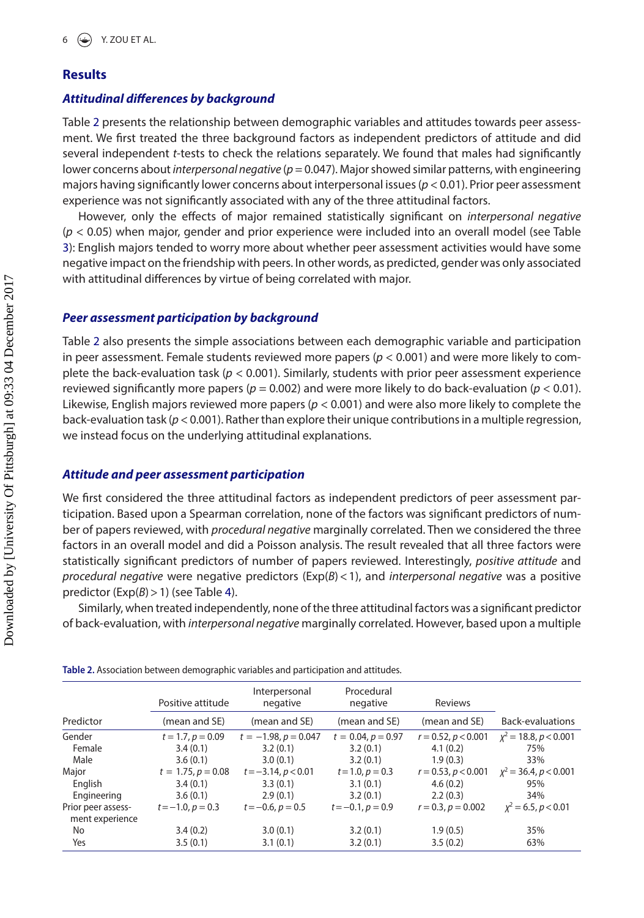## Results

### *Attitudinal differences by background*

Table 2 presents the relationship between demographic variables and attitudes towards peer assessment. We first treated the three background factors as independent predictors of attitude and did several independent *t*-tests to check the relations separately. We found that males had significantly lower concerns about *interpersonal negative* ($p = 0.047$). Major showed similar patterns, with engineering majors having significantly lower concerns about interpersonal issues ($p < 0.01$). Prior peer assessment experience was not significantly associated with any of the three attitudinal factors.

However, only the effects of major remained statistically significant on *interpersonal negative* ($p < 0.05$) when major, gender and prior experience were included into an overall model (see Table 3): English majors tended to worry more about whether peer assessment activities would have some negative impact on the friendship with peers. In other words, as predicted, gender was only associated with attitudinal differences by virtue of being correlated with major.

### *Peer assessment participation by background*

Table 2 also presents the simple associations between each demographic variable and participation in peer assessment. Female students reviewed more papers ($p < 0.001$) and were more likely to complete the back-evaluation task ($p < 0.001$). Similarly, students with prior peer assessment experience reviewed significantly more papers ($p = 0.002$) and were more likely to do back-evaluation ($p < 0.01$). Likewise, English majors reviewed more papers ($p < 0.001$) and were also more likely to complete the back-evaluation task ($p < 0.001$). Rather than explore their unique contributions in a multiple regression, we instead focus on the underlying attitudinal explanations.

### *Attitude and peer assessment participation*

We first considered the three attitudinal factors as independent predictors of peer assessment participation. Based upon a Spearman correlation, none of the factors was significant predictors of number of papers reviewed, with *procedural negative* marginally correlated. Then we considered the three factors in an overall model and did a Poisson analysis. The result revealed that all three factors were statistically significant predictors of number of papers reviewed. Interestingly, *positive attitude* and *procedural negative* were negative predictors ($\text{Exp}(B) < 1$), and *interpersonal negative* was a positive predictor ($\text{Exp}(B) > 1$) (see Table 4).

Similarly, when treated independently, none of the three attitudinal factors was a significant predictor of back-evaluation, with *interpersonal negative* marginally correlated. However, based upon a multiple

**Table 2.** Association between demographic variables and participation and attitudes.

| Predictor | Positive attitude (mean and SE) | Interpersonal negative (mean and SE) | Procedural negative (mean and SE) | Reviews (mean and SE) | Back-evaluations |
|---|---|---|---|---|---|
| Gender | $t = 1.7, p = 0.09$ | $t = -1.98, p = 0.047$ | $t = 0.04, p = 0.97$ | $r = 0.52, p < 0.001$ | $\chi^2 = 18.8, p < 0.001$ |
| Female | 3.4 (0.1) | 3.2 (0.1) | 3.2 (0.1) | 4.1 (0.2) | 75% |
| Male | 3.6 (0.1) | 3.0 (0.1) | 3.2 (0.1) | 1.9 (0.3) | 33% |
| Major | $t = 1.75, p = 0.08$ | $t = -3.14, p < 0.01$ | $t = 1.0, p = 0.3$ | $r = 0.53, p < 0.001$ | $\chi^2 = 36.4, p < 0.001$ |
| English | 3.4 (0.1) | 3.3 (0.1) | 3.1 (0.1) | 4.6 (0.2) | 95% |
| Engineering | 3.6 (0.1) | 2.9 (0.1) | 3.2 (0.1) | 2.2 (0.3) | 34% |
| Prior peer assessment experience | $t = -1.0, p = 0.3$ | $t = -0.6, p = 0.5$ | $t = -0.1, p = 0.9$ | $r = 0.3, p = 0.002$ | $\chi^2 = 6.5, p < 0.01$ |
| No | 3.4 (0.2) | 3.0 (0.1) | 3.2 (0.1) | 1.9 (0.5) | 35% |
| Yes | 3.5 (0.1) | 3.1 (0.1) | 3.2 (0.1) | 3.5 (0.2) | 63% |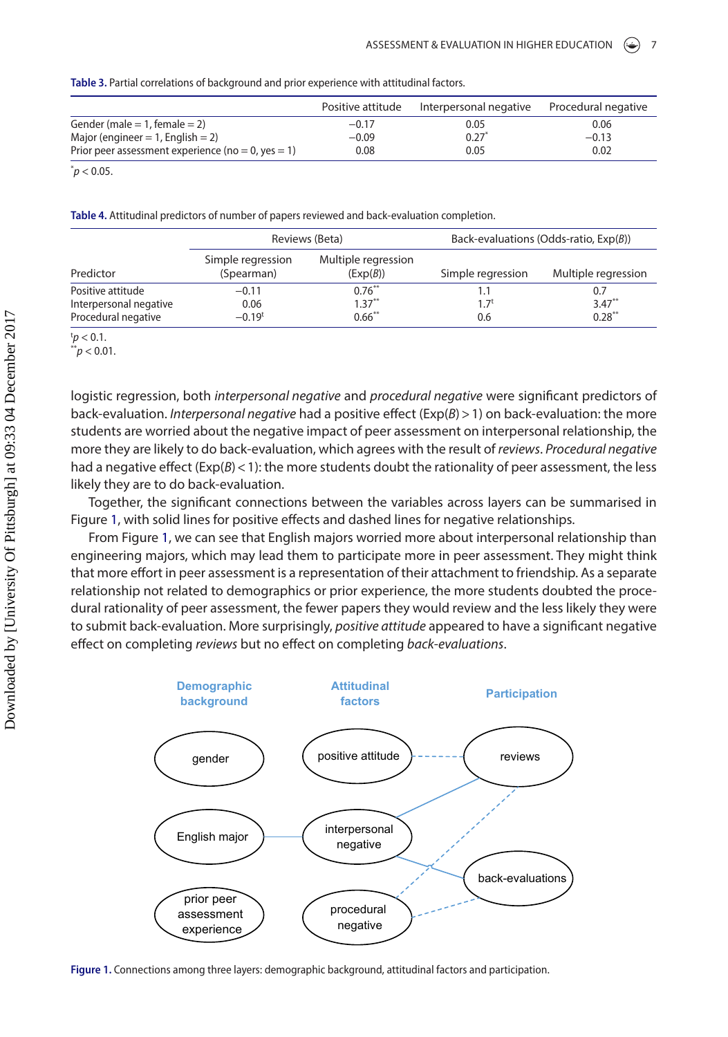**Table 3.** Partial correlations of background and prior experience with attitudinal factors.

| | Positive attitude | Interpersonal negative | Procedural negative |
|---|---|---|---|
| Gender (male = 1, female = 2) | −0.17 | 0.05 | 0.06 |
| Major (engineer = 1, English = 2) | −0.09 | 0.27* | −0.13 |
| Prior peer assessment experience (no = 0, yes = 1) | 0.08 | 0.05 | 0.02 |

*$p < 0.05$.

**Table 4.** Attitudinal predictors of number of papers reviewed and back-evaluation completion.

| | Reviews (Beta) | | Back-evaluations (Odds-ratio, Exp(*B*)) | |
|---|---|---|---|---|
| Predictor | Simple regression (Spearman) | Multiple regression (Exp(*B*)) | Simple regression | Multiple regression |
| Positive attitude | −0.11 | 0.76** | 1.1 | 0.7 |
| Interpersonal negative | 0.06 | 1.37** | 1.7ᵗ | 3.47** |
| Procedural negative | −0.19ᵗ | 0.66** | 0.6 | 0.28** |

ᵗ$p < 0.1$.
**$p < 0.01$.

logistic regression, both *interpersonal negative* and *procedural negative* were significant predictors of back-evaluation. *Interpersonal negative* had a positive effect (Exp($B$) > 1) on back-evaluation: the more students are worried about the negative impact of peer assessment on interpersonal relationship, the more they are likely to do back-evaluation, which agrees with the result of *reviews*. *Procedural negative* had a negative effect (Exp($B$) < 1): the more students doubt the rationality of peer assessment, the less likely they are to do back-evaluation.

Together, the significant connections between the variables across layers can be summarised in Figure 1, with solid lines for positive effects and dashed lines for negative relationships.

From Figure 1, we can see that English majors worried more about interpersonal relationship than engineering majors, which may lead them to participate more in peer assessment. They might think that more effort in peer assessment is a representation of their attachment to friendship. As a separate relationship not related to demographics or prior experience, the more students doubted the procedural rationality of peer assessment, the fewer papers they would review and the less likely they were to submit back-evaluation. More surprisingly, *positive attitude* appeared to have a significant negative effect on completing *reviews* but no effect on completing *back-evaluations*.

**Figure 1.** Connections among three layers: demographic background, attitudinal factors and participation.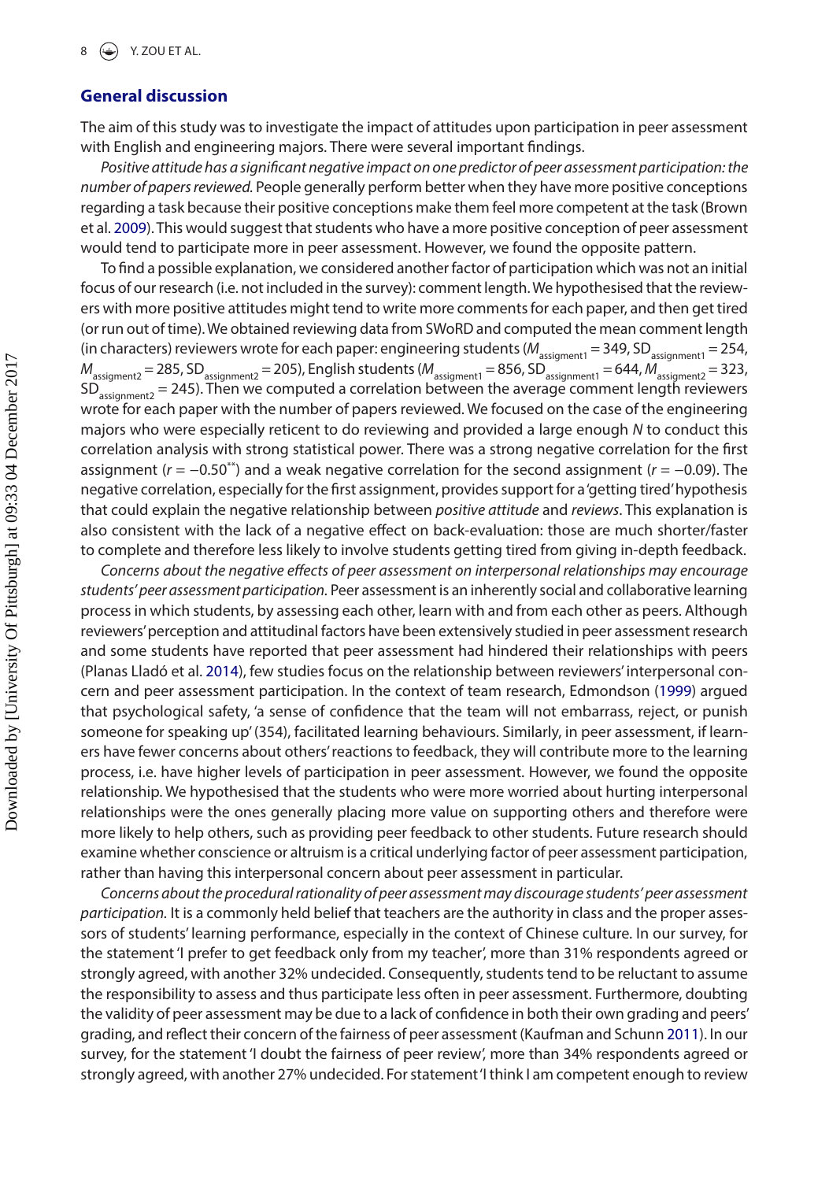## General discussion

The aim of this study was to investigate the impact of attitudes upon participation in peer assessment with English and engineering majors. There were several important findings.

*Positive attitude has a significant negative impact on one predictor of peer assessment participation: the number of papers reviewed.* People generally perform better when they have more positive conceptions regarding a task because their positive conceptions make them feel more competent at the task (Brown et al. 2009). This would suggest that students who have a more positive conception of peer assessment would tend to participate more in peer assessment. However, we found the opposite pattern.

To find a possible explanation, we considered another factor of participation which was not an initial focus of our research (i.e. not included in the survey): comment length. We hypothesised that the reviewers with more positive attitudes might tend to write more comments for each paper, and then get tired (or run out of time). We obtained reviewing data from SWoRD and computed the mean comment length (in characters) reviewers wrote for each paper: engineering students ($M_{\text{assigment1}} = 349$, $SD_{\text{assignment1}} = 254$, $M_{\text{assigment2}} = 285$, $SD_{\text{assignment2}} = 205$), English students ($M_{\text{assigment1}} = 856$, $SD_{\text{assignment1}} = 644$, $M_{\text{assigment2}} = 323$, $SD_{\text{assignment2}} = 245$). Then we computed a correlation between the average comment length reviewers wrote for each paper with the number of papers reviewed. We focused on the case of the engineering majors who were especially reticent to do reviewing and provided a large enough *N* to conduct this correlation analysis with strong statistical power. There was a strong negative correlation for the first assignment ($r = -0.50^{**}$) and a weak negative correlation for the second assignment ($r = -0.09$). The negative correlation, especially for the first assignment, provides support for a 'getting tired' hypothesis that could explain the negative relationship between *positive attitude* and *reviews*. This explanation is also consistent with the lack of a negative effect on back-evaluation: those are much shorter/faster to complete and therefore less likely to involve students getting tired from giving in-depth feedback.

*Concerns about the negative effects of peer assessment on interpersonal relationships may encourage students' peer assessment participation.* Peer assessment is an inherently social and collaborative learning process in which students, by assessing each other, learn with and from each other as peers. Although reviewers' perception and attitudinal factors have been extensively studied in peer assessment research and some students have reported that peer assessment had hindered their relationships with peers (Planas Lladó et al. 2014), few studies focus on the relationship between reviewers' interpersonal concern and peer assessment participation. In the context of team research, Edmondson (1999) argued that psychological safety, 'a sense of confidence that the team will not embarrass, reject, or punish someone for speaking up' (354), facilitated learning behaviours. Similarly, in peer assessment, if learners have fewer concerns about others' reactions to feedback, they will contribute more to the learning process, i.e. have higher levels of participation in peer assessment. However, we found the opposite relationship. We hypothesised that the students who were more worried about hurting interpersonal relationships were the ones generally placing more value on supporting others and therefore were more likely to help others, such as providing peer feedback to other students. Future research should examine whether conscience or altruism is a critical underlying factor of peer assessment participation, rather than having this interpersonal concern about peer assessment in particular.

*Concerns about the procedural rationality of peer assessment may discourage students' peer assessment participation.* It is a commonly held belief that teachers are the authority in class and the proper assessors of students' learning performance, especially in the context of Chinese culture. In our survey, for the statement 'I prefer to get feedback only from my teacher', more than 31% respondents agreed or strongly agreed, with another 32% undecided. Consequently, students tend to be reluctant to assume the responsibility to assess and thus participate less often in peer assessment. Furthermore, doubting the validity of peer assessment may be due to a lack of confidence in both their own grading and peers' grading, and reflect their concern of the fairness of peer assessment (Kaufman and Schunn 2011). In our survey, for the statement 'I doubt the fairness of peer review', more than 34% respondents agreed or strongly agreed, with another 27% undecided. For statement 'I think I am competent enough to review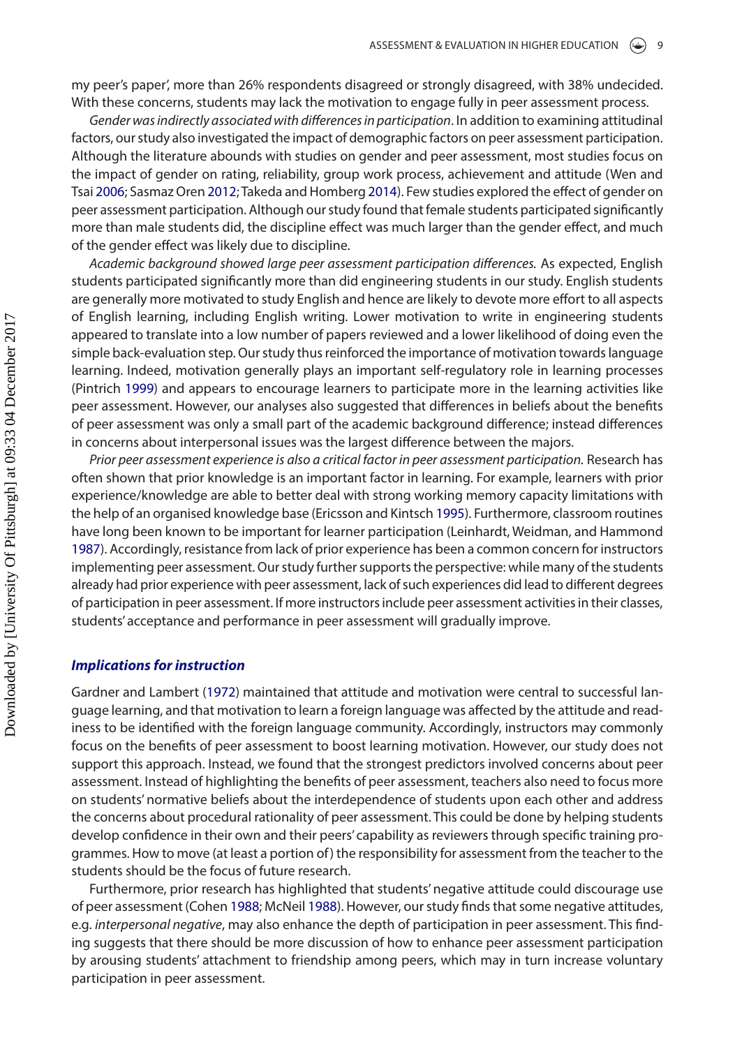my peer's paper', more than 26% respondents disagreed or strongly disagreed, with 38% undecided. With these concerns, students may lack the motivation to engage fully in peer assessment process.

*Gender was indirectly associated with differences in participation*. In addition to examining attitudinal factors, our study also investigated the impact of demographic factors on peer assessment participation. Although the literature abounds with studies on gender and peer assessment, most studies focus on the impact of gender on rating, reliability, group work process, achievement and attitude (Wen and Tsai 2006; Sasmaz Oren 2012; Takeda and Homberg 2014). Few studies explored the effect of gender on peer assessment participation. Although our study found that female students participated significantly more than male students did, the discipline effect was much larger than the gender effect, and much of the gender effect was likely due to discipline.

*Academic background showed large peer assessment participation differences.* As expected, English students participated significantly more than did engineering students in our study. English students are generally more motivated to study English and hence are likely to devote more effort to all aspects of English learning, including English writing. Lower motivation to write in engineering students appeared to translate into a low number of papers reviewed and a lower likelihood of doing even the simple back-evaluation step. Our study thus reinforced the importance of motivation towards language learning. Indeed, motivation generally plays an important self-regulatory role in learning processes (Pintrich 1999) and appears to encourage learners to participate more in the learning activities like peer assessment. However, our analyses also suggested that differences in beliefs about the benefits of peer assessment was only a small part of the academic background difference; instead differences in concerns about interpersonal issues was the largest difference between the majors.

*Prior peer assessment experience is also a critical factor in peer assessment participation.* Research has often shown that prior knowledge is an important factor in learning. For example, learners with prior experience/knowledge are able to better deal with strong working memory capacity limitations with the help of an organised knowledge base (Ericsson and Kintsch 1995). Furthermore, classroom routines have long been known to be important for learner participation (Leinhardt, Weidman, and Hammond 1987). Accordingly, resistance from lack of prior experience has been a common concern for instructors implementing peer assessment. Our study further supports the perspective: while many of the students already had prior experience with peer assessment, lack of such experiences did lead to different degrees of participation in peer assessment. If more instructors include peer assessment activities in their classes, students' acceptance and performance in peer assessment will gradually improve.

### *Implications for instruction*

Gardner and Lambert (1972) maintained that attitude and motivation were central to successful language learning, and that motivation to learn a foreign language was affected by the attitude and readiness to be identified with the foreign language community. Accordingly, instructors may commonly focus on the benefits of peer assessment to boost learning motivation. However, our study does not support this approach. Instead, we found that the strongest predictors involved concerns about peer assessment. Instead of highlighting the benefits of peer assessment, teachers also need to focus more on students' normative beliefs about the interdependence of students upon each other and address the concerns about procedural rationality of peer assessment. This could be done by helping students develop confidence in their own and their peers' capability as reviewers through specific training programmes. How to move (at least a portion of) the responsibility for assessment from the teacher to the students should be the focus of future research.

Furthermore, prior research has highlighted that students' negative attitude could discourage use of peer assessment (Cohen 1988; McNeil 1988). However, our study finds that some negative attitudes, e.g. *interpersonal negative*, may also enhance the depth of participation in peer assessment. This finding suggests that there should be more discussion of how to enhance peer assessment participation by arousing students' attachment to friendship among peers, which may in turn increase voluntary participation in peer assessment.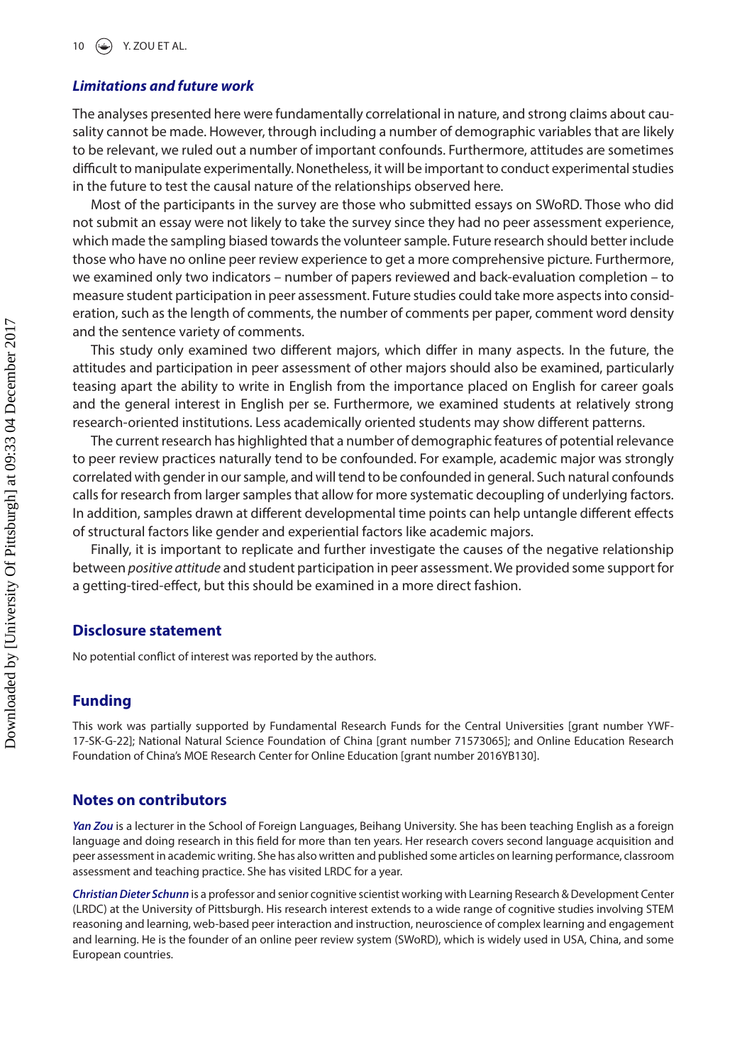### *Limitations and future work*

The analyses presented here were fundamentally correlational in nature, and strong claims about causality cannot be made. However, through including a number of demographic variables that are likely to be relevant, we ruled out a number of important confounds. Furthermore, attitudes are sometimes difficult to manipulate experimentally. Nonetheless, it will be important to conduct experimental studies in the future to test the causal nature of the relationships observed here.

Most of the participants in the survey are those who submitted essays on SWoRD. Those who did not submit an essay were not likely to take the survey since they had no peer assessment experience, which made the sampling biased towards the volunteer sample. Future research should better include those who have no online peer review experience to get a more comprehensive picture. Furthermore, we examined only two indicators – number of papers reviewed and back-evaluation completion – to measure student participation in peer assessment. Future studies could take more aspects into consideration, such as the length of comments, the number of comments per paper, comment word density and the sentence variety of comments.

This study only examined two different majors, which differ in many aspects. In the future, the attitudes and participation in peer assessment of other majors should also be examined, particularly teasing apart the ability to write in English from the importance placed on English for career goals and the general interest in English per se. Furthermore, we examined students at relatively strong research-oriented institutions. Less academically oriented students may show different patterns.

The current research has highlighted that a number of demographic features of potential relevance to peer review practices naturally tend to be confounded. For example, academic major was strongly correlated with gender in our sample, and will tend to be confounded in general. Such natural confounds calls for research from larger samples that allow for more systematic decoupling of underlying factors. In addition, samples drawn at different developmental time points can help untangle different effects of structural factors like gender and experiential factors like academic majors.

Finally, it is important to replicate and further investigate the causes of the negative relationship between *positive attitude* and student participation in peer assessment. We provided some support for a getting-tired-effect, but this should be examined in a more direct fashion.

## Disclosure statement

No potential conflict of interest was reported by the authors.

## Funding

This work was partially supported by Fundamental Research Funds for the Central Universities [grant number YWF-17-SK-G-22]; National Natural Science Foundation of China [grant number 71573065]; and Online Education Research Foundation of China's MOE Research Center for Online Education [grant number 2016YB130].

## Notes on contributors

***Yan Zou*** is a lecturer in the School of Foreign Languages, Beihang University. She has been teaching English as a foreign language and doing research in this field for more than ten years. Her research covers second language acquisition and peer assessment in academic writing. She has also written and published some articles on learning performance, classroom assessment and teaching practice. She has visited LRDC for a year.

***Christian Dieter Schunn*** is a professor and senior cognitive scientist working with Learning Research & Development Center (LRDC) at the University of Pittsburgh. His research interest extends to a wide range of cognitive studies involving STEM reasoning and learning, web-based peer interaction and instruction, neuroscience of complex learning and engagement and learning. He is the founder of an online peer review system (SWoRD), which is widely used in USA, China, and some European countries.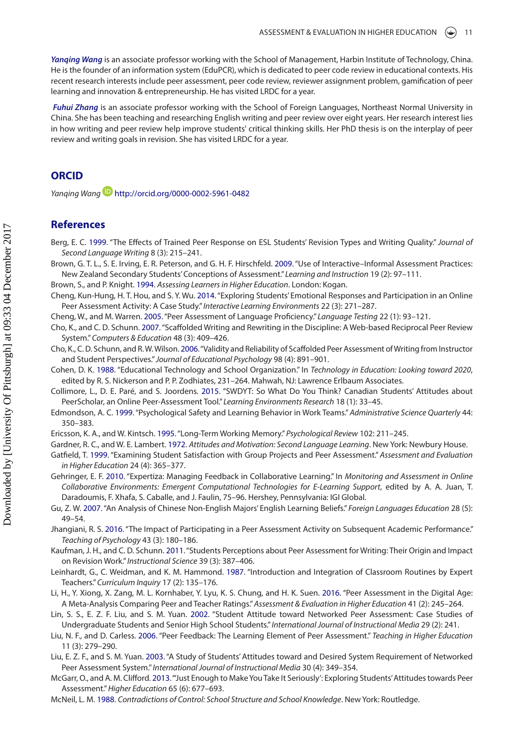***Yanqing Wang*** is an associate professor working with the School of Management, Harbin Institute of Technology, China. He is the founder of an information system (EduPCR), which is dedicated to peer code review in educational contexts. His recent research interests include peer assessment, peer code review, reviewer assignment problem, gamification of peer learning and innovation & entrepreneurship. He has visited LRDC for a year.

***Fuhui Zhang*** is an associate professor working with the School of Foreign Languages, Northeast Normal University in China. She has been teaching and researching English writing and peer review over eight years. Her research interest lies in how writing and peer review help improve students' critical thinking skills. Her PhD thesis is on the interplay of peer review and writing goals in revision. She has visited LRDC for a year.

## ORCID

*Yanqing Wang* http://orcid.org/0000-0002-5961-0482

## References

Berg, E. C. 1999. "The Effects of Trained Peer Response on ESL Students' Revision Types and Writing Quality." *Journal of Second Language Writing* 8 (3): 215–241.

Brown, G. T. L., S. E. Irving, E. R. Peterson, and G. H. F. Hirschfeld. 2009. "Use of Interactive–Informal Assessment Practices: New Zealand Secondary Students' Conceptions of Assessment." *Learning and Instruction* 19 (2): 97–111.

Brown, S., and P. Knight. 1994. *Assessing Learners in Higher Education*. London: Kogan.

Cheng, Kun-Hung, H. T. Hou, and S. Y. Wu. 2014. "Exploring Students' Emotional Responses and Participation in an Online Peer Assessment Activity: A Case Study." *Interactive Learning Environments* 22 (3): 271–287.

Cheng, W., and M. Warren. 2005. "Peer Assessment of Language Proficiency." *Language Testing* 22 (1): 93–121.

Cho, K., and C. D. Schunn. 2007. "Scaffolded Writing and Rewriting in the Discipline: A Web-based Reciprocal Peer Review System." *Computers & Education* 48 (3): 409–426.

Cho, K., C. D. Schunn, and R. W. Wilson. 2006. "Validity and Reliability of Scaffolded Peer Assessment of Writing from Instructor and Student Perspectives." *Journal of Educational Psychology* 98 (4): 891–901.

Cohen, D. K. 1988. "Educational Technology and School Organization." In *Technology in Education: Looking toward 2020*, edited by R. S. Nickerson and P. P. Zodhiates, 231–264. Mahwah, NJ: Lawrence Erlbaum Associates.

Collimore, L., D. E. Paré, and S. Joordens. 2015. "SWDYT: So What Do You Think? Canadian Students' Attitudes about PeerScholar, an Online Peer-Assessment Tool." *Learning Environments Research* 18 (1): 33–45.

Edmondson, A. C. 1999. "Psychological Safety and Learning Behavior in Work Teams." *Administrative Science Quarterly* 44: 350–383.

Ericsson, K. A., and W. Kintsch. 1995. "Long-Term Working Memory." *Psychological Review* 102: 211–245.

Gardner, R. C., and W. E. Lambert. 1972. *Attitudes and Motivation: Second Language Learning*. New York: Newbury House.

Gatfield, T. 1999. "Examining Student Satisfaction with Group Projects and Peer Assessment." *Assessment and Evaluation in Higher Education* 24 (4): 365–377.

Gehringer, E. F. 2010. "Expertiza: Managing Feedback in Collaborative Learning." In *Monitoring and Assessment in Online Collaborative Environments: Emergent Computational Technologies for E-Learning Support*, edited by A. A. Juan, T. Daradoumis, F. Xhafa, S. Caballe, and J. Faulin, 75–96. Hershey, Pennsylvania: IGI Global.

Gu, Z. W. 2007. "An Analysis of Chinese Non-English Majors' English Learning Beliefs." *Foreign Languages Education* 28 (5): 49–54.

Jhangiani, R. S. 2016. "The Impact of Participating in a Peer Assessment Activity on Subsequent Academic Performance." *Teaching of Psychology* 43 (3): 180–186.

Kaufman, J. H., and C. D. Schunn. 2011. "Students Perceptions about Peer Assessment for Writing: Their Origin and Impact on Revision Work." *Instructional Science* 39 (3): 387–406.

Leinhardt, G., C. Weidman, and K. M. Hammond. 1987. "Introduction and Integration of Classroom Routines by Expert Teachers." *Curriculum Inquiry* 17 (2): 135–176.

Li, H., Y. Xiong, X. Zang, M. L. Kornhaber, Y. Lyu, K. S. Chung, and H. K. Suen. 2016. "Peer Assessment in the Digital Age: A Meta-Analysis Comparing Peer and Teacher Ratings." *Assessment & Evaluation in Higher Education* 41 (2): 245–264.

Lin, S. S., E. Z. F. Liu, and S. M. Yuan. 2002. "Student Attitude toward Networked Peer Assessment: Case Studies of Undergraduate Students and Senior High School Students." *International Journal of Instructional Media* 29 (2): 241.

Liu, N. F., and D. Carless. 2006. "Peer Feedback: The Learning Element of Peer Assessment." *Teaching in Higher Education* 11 (3): 279–290.

Liu, E. Z. F., and S. M. Yuan. 2003. "A Study of Students' Attitudes toward and Desired System Requirement of Networked Peer Assessment System." *International Journal of Instructional Media* 30 (4): 349–354.

McGarr, O., and A. M. Clifford. 2013. "'Just Enough to Make You Take It Seriously': Exploring Students' Attitudes towards Peer Assessment." *Higher Education* 65 (6): 677–693.

McNeil, L. M. 1988. *Contradictions of Control: School Structure and School Knowledge*. New York: Routledge.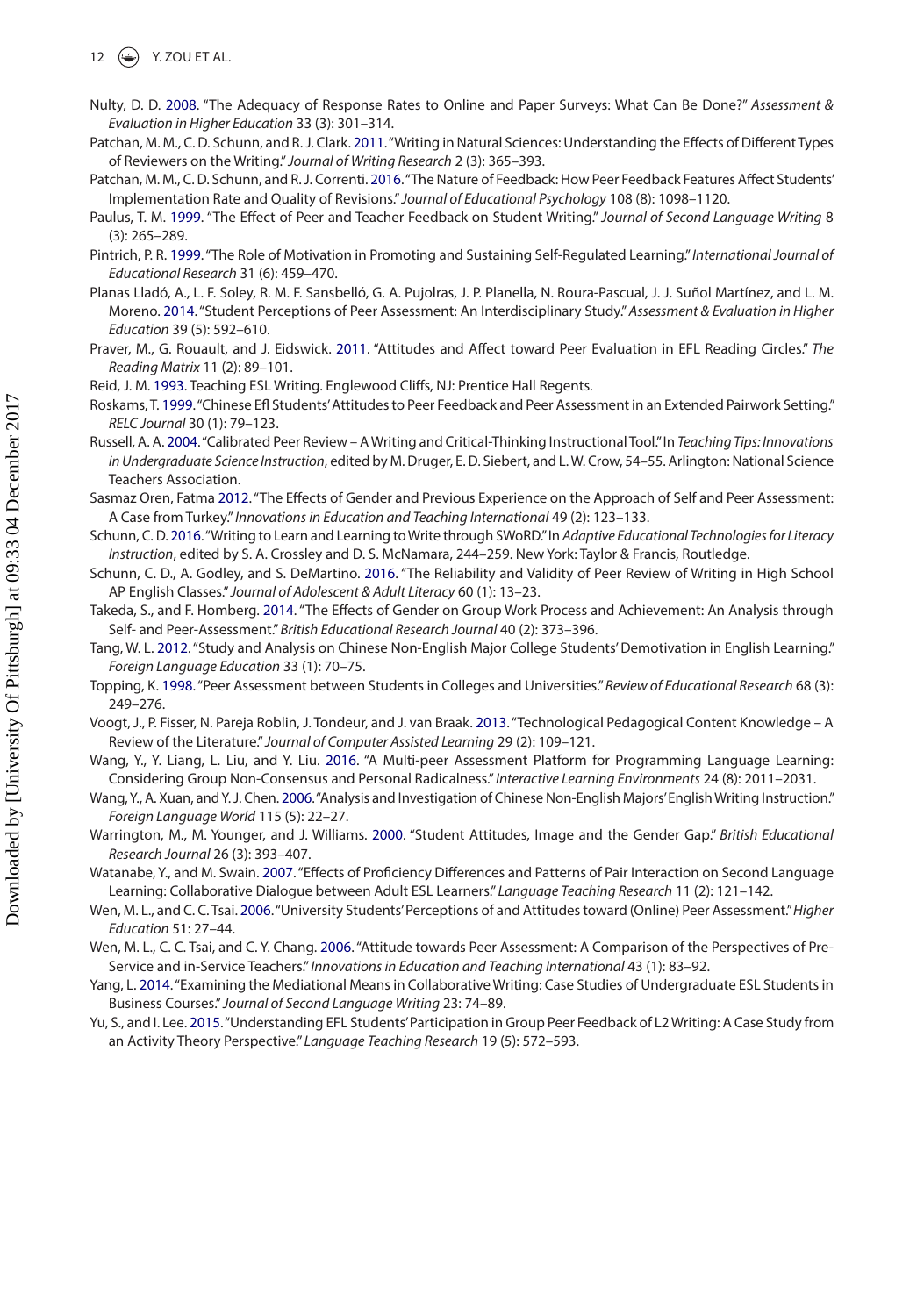Nulty, D. D. 2008. "The Adequacy of Response Rates to Online and Paper Surveys: What Can Be Done?" *Assessment & Evaluation in Higher Education* 33 (3): 301–314.

Patchan, M. M., C. D. Schunn, and R. J. Clark. 2011. "Writing in Natural Sciences: Understanding the Effects of Different Types of Reviewers on the Writing." *Journal of Writing Research* 2 (3): 365–393.

Patchan, M. M., C. D. Schunn, and R. J. Correnti. 2016. "The Nature of Feedback: How Peer Feedback Features Affect Students' Implementation Rate and Quality of Revisions." *Journal of Educational Psychology* 108 (8): 1098–1120.

Paulus, T. M. 1999. "The Effect of Peer and Teacher Feedback on Student Writing." *Journal of Second Language Writing* 8 (3): 265–289.

Pintrich, P. R. 1999. "The Role of Motivation in Promoting and Sustaining Self-Regulated Learning." *International Journal of Educational Research* 31 (6): 459–470.

Planas Lladó, A., L. F. Soley, R. M. F. Sansbelló, G. A. Pujolras, J. P. Planella, N. Roura-Pascual, J. J. Suñol Martínez, and L. M. Moreno. 2014. "Student Perceptions of Peer Assessment: An Interdisciplinary Study." *Assessment & Evaluation in Higher Education* 39 (5): 592–610.

Praver, M., G. Rouault, and J. Eidswick. 2011. "Attitudes and Affect toward Peer Evaluation in EFL Reading Circles." *The Reading Matrix* 11 (2): 89–101.

Reid, J. M. 1993. Teaching ESL Writing. Englewood Cliffs, NJ: Prentice Hall Regents.

Roskams, T. 1999. "Chinese Efl Students' Attitudes to Peer Feedback and Peer Assessment in an Extended Pairwork Setting." *RELC Journal* 30 (1): 79–123.

Russell, A. A. 2004. "Calibrated Peer Review – A Writing and Critical-Thinking Instructional Tool." In *Teaching Tips: Innovations in Undergraduate Science Instruction*, edited by M. Druger, E. D. Siebert, and L. W. Crow, 54–55. Arlington: National Science Teachers Association.

Sasmaz Oren, Fatma 2012. "The Effects of Gender and Previous Experience on the Approach of Self and Peer Assessment: A Case from Turkey." *Innovations in Education and Teaching International* 49 (2): 123–133.

Schunn, C. D. 2016. "Writing to Learn and Learning to Write through SWoRD." In *Adaptive Educational Technologies for Literacy Instruction*, edited by S. A. Crossley and D. S. McNamara, 244–259. New York: Taylor & Francis, Routledge.

Schunn, C. D., A. Godley, and S. DeMartino. 2016. "The Reliability and Validity of Peer Review of Writing in High School AP English Classes." *Journal of Adolescent & Adult Literacy* 60 (1): 13–23.

Takeda, S., and F. Homberg. 2014. "The Effects of Gender on Group Work Process and Achievement: An Analysis through Self- and Peer-Assessment." *British Educational Research Journal* 40 (2): 373–396.

Tang, W. L. 2012. "Study and Analysis on Chinese Non-English Major College Students' Demotivation in English Learning." *Foreign Language Education* 33 (1): 70–75.

Topping, K. 1998. "Peer Assessment between Students in Colleges and Universities." *Review of Educational Research* 68 (3): 249–276.

Voogt, J., P. Fisser, N. Pareja Roblin, J. Tondeur, and J. van Braak. 2013. "Technological Pedagogical Content Knowledge – A Review of the Literature." *Journal of Computer Assisted Learning* 29 (2): 109–121.

Wang, Y., Y. Liang, L. Liu, and Y. Liu. 2016. "A Multi-peer Assessment Platform for Programming Language Learning: Considering Group Non-Consensus and Personal Radicalness." *Interactive Learning Environments* 24 (8): 2011–2031.

Wang, Y., A. Xuan, and Y. J. Chen. 2006. "Analysis and Investigation of Chinese Non-English Majors' English Writing Instruction." *Foreign Language World* 115 (5): 22–27.

Warrington, M., M. Younger, and J. Williams. 2000. "Student Attitudes, Image and the Gender Gap." *British Educational Research Journal* 26 (3): 393–407.

Watanabe, Y., and M. Swain. 2007. "Effects of Proficiency Differences and Patterns of Pair Interaction on Second Language Learning: Collaborative Dialogue between Adult ESL Learners." *Language Teaching Research* 11 (2): 121–142.

Wen, M. L., and C. C. Tsai. 2006. "University Students' Perceptions of and Attitudes toward (Online) Peer Assessment." *Higher Education* 51: 27–44.

Wen, M. L., C. C. Tsai, and C. Y. Chang. 2006. "Attitude towards Peer Assessment: A Comparison of the Perspectives of Pre-Service and in-Service Teachers." *Innovations in Education and Teaching International* 43 (1): 83–92.

Yang, L. 2014. "Examining the Mediational Means in Collaborative Writing: Case Studies of Undergraduate ESL Students in Business Courses." *Journal of Second Language Writing* 23: 74–89.

Yu, S., and I. Lee. 2015. "Understanding EFL Students' Participation in Group Peer Feedback of L2 Writing: A Case Study from an Activity Theory Perspective." *Language Teaching Research* 19 (5): 572–593.